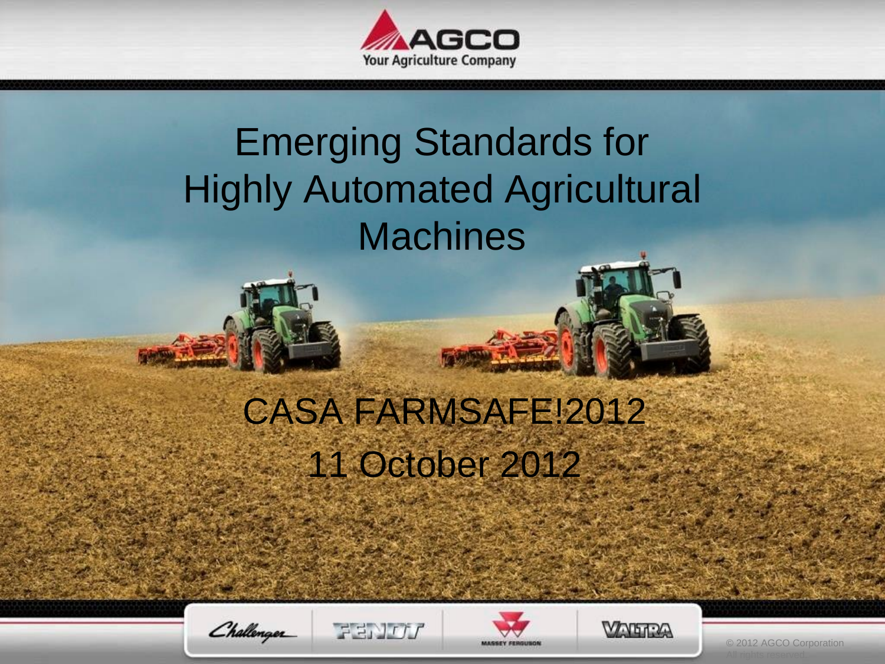AGCO
Your Agriculture Company

# Emerging Standards for Highly Automated Agricultural Machines

CASA FARMSAFE!2012

11 October 2012

Challenger | FENDT | MASSEY FERGUSON | VALTRA

© 2012 AGCO Corporation
All rights reserved.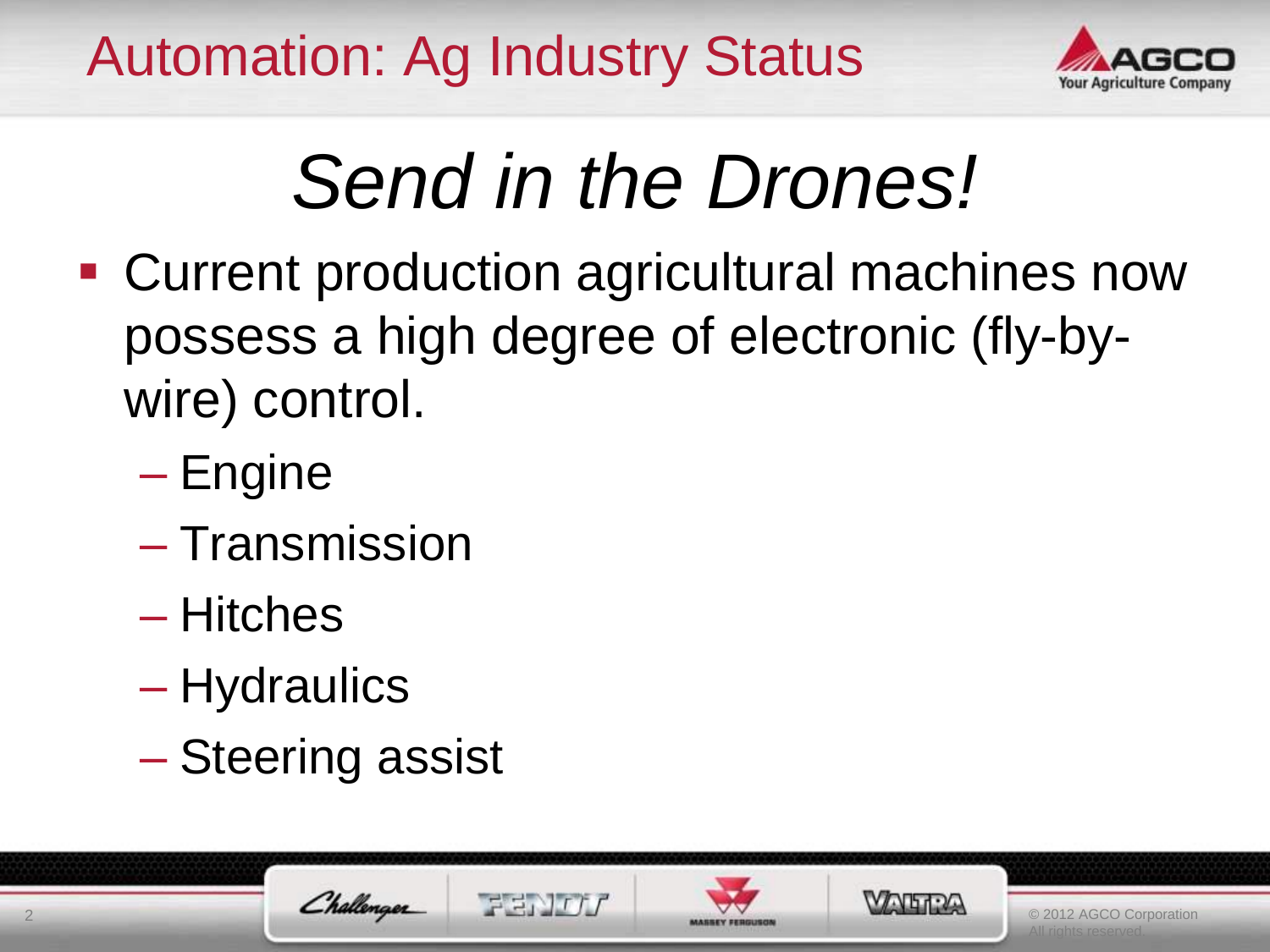# Automation: Ag Industry Status

## *Send in the Drones!*

- Current production agricultural machines now possess a high degree of electronic (fly-by-wire) control.
  - Engine
  - Transmission
  - Hitches
  - Hydraulics
  - Steering assist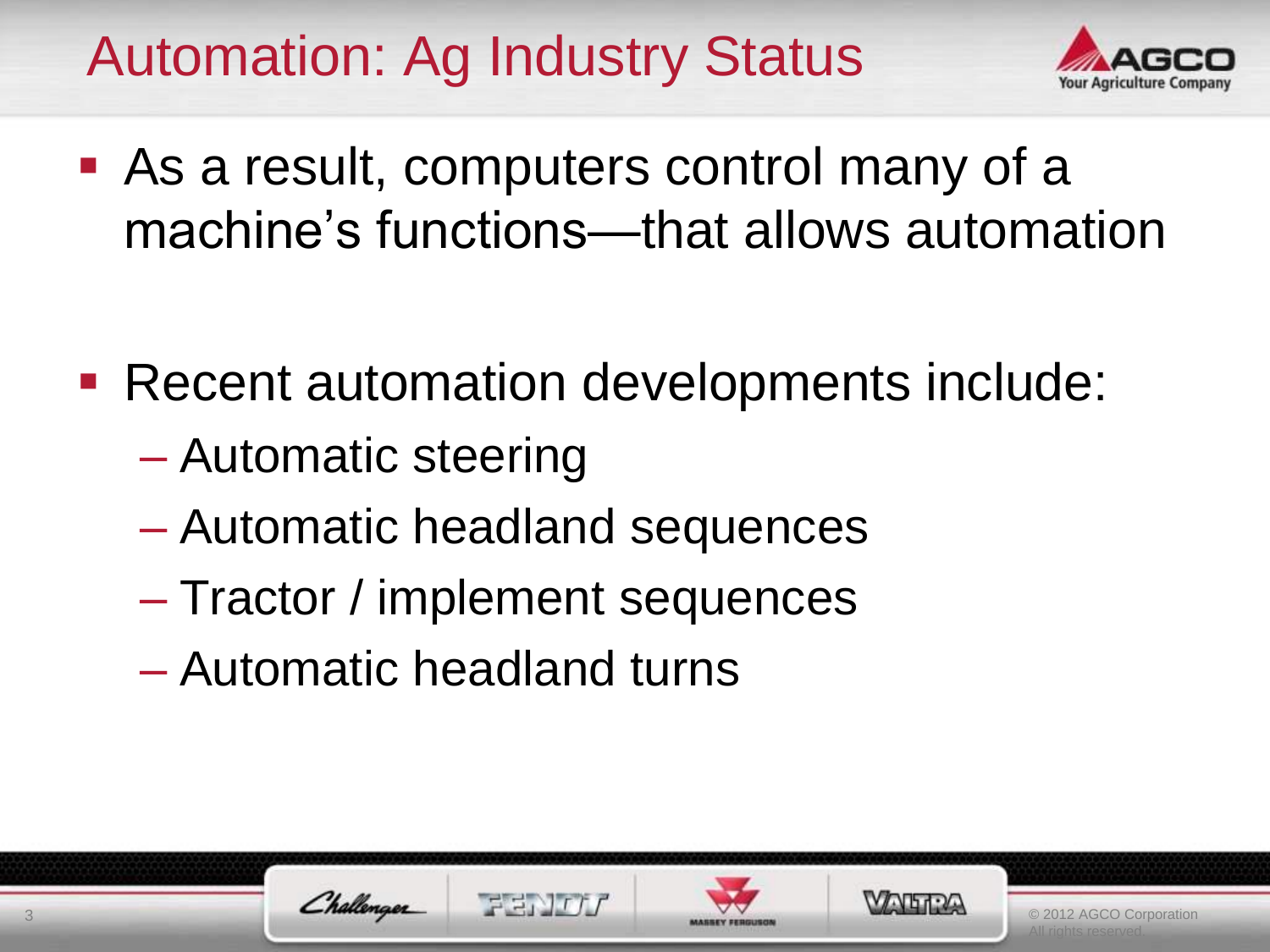# Automation: Ag Industry Status

- As a result, computers control many of a machine's functions—that allows automation

- Recent automation developments include:
  - Automatic steering
  - Automatic headland sequences
  - Tractor / implement sequences
  - Automatic headland turns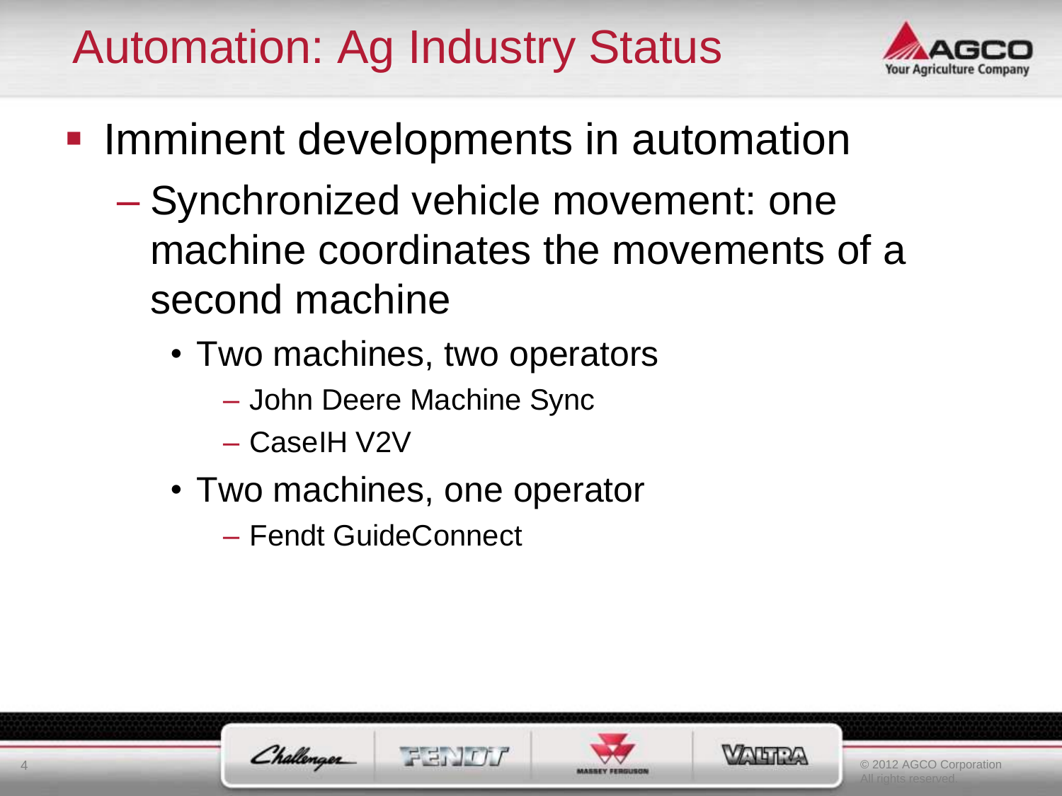# Automation: Ag Industry Status

- Imminent developments in automation
  - Synchronized vehicle movement: one machine coordinates the movements of a second machine
    - Two machines, two operators
      - John Deere Machine Sync
      - CaseIH V2V
    - Two machines, one operator
      - Fendt GuideConnect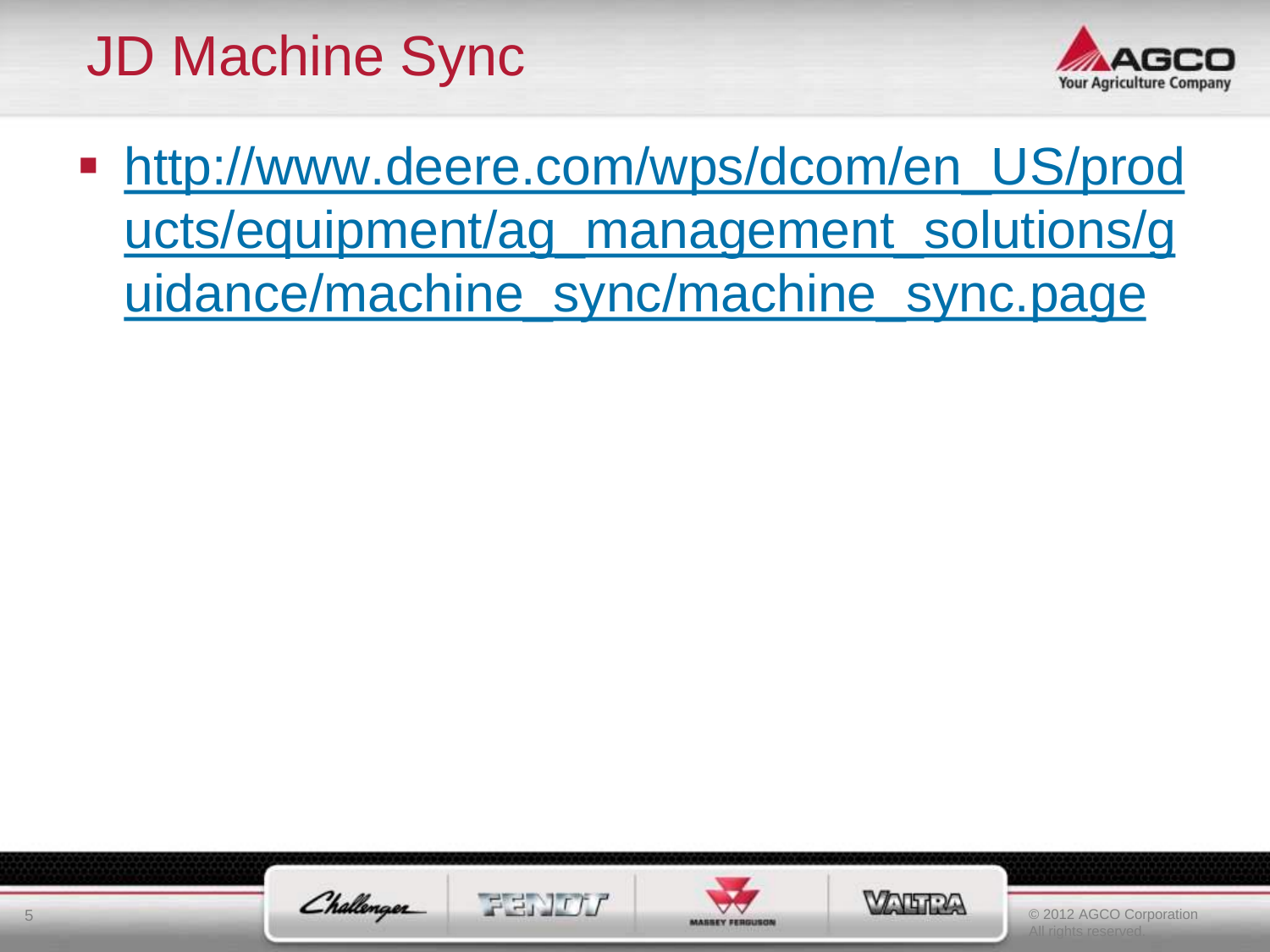# JD Machine Sync

- http://www.deere.com/wps/dcom/en_US/products/equipment/ag_management_solutions/guidance/machine_sync/machine_sync.page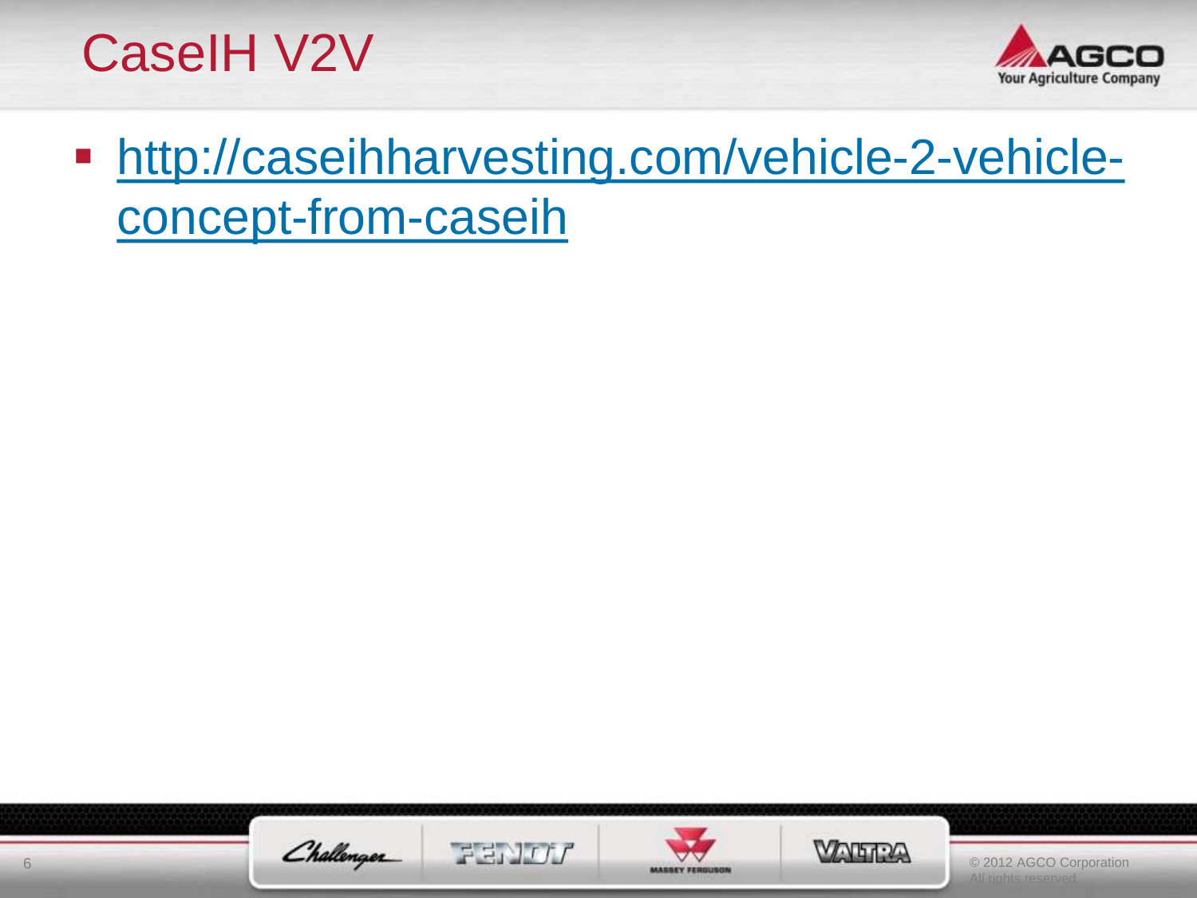# CaseIH V2V

- http://caseihharvesting.com/vehicle-2-vehicle-concept-from-caseih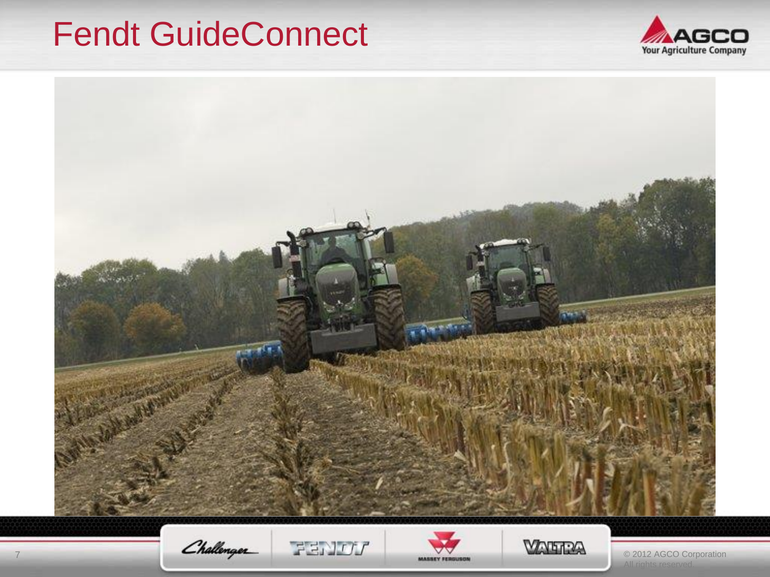# Fendt GuideConnect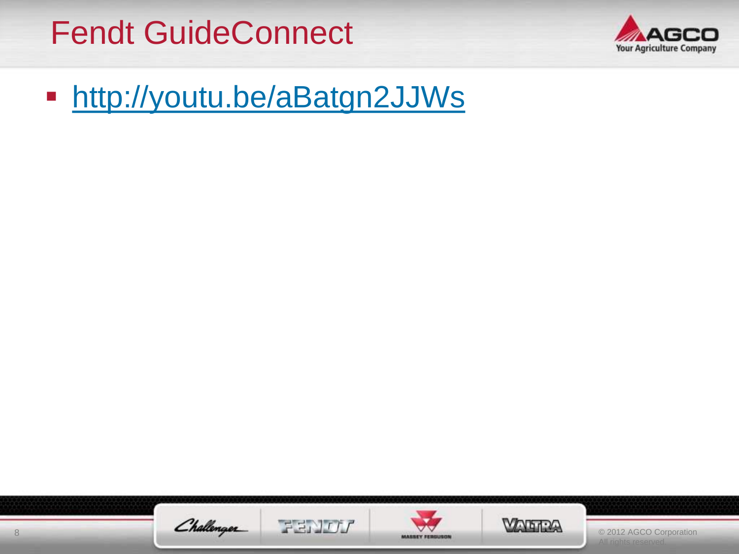# Fendt GuideConnect

- http://youtu.be/aBatgn2JJWs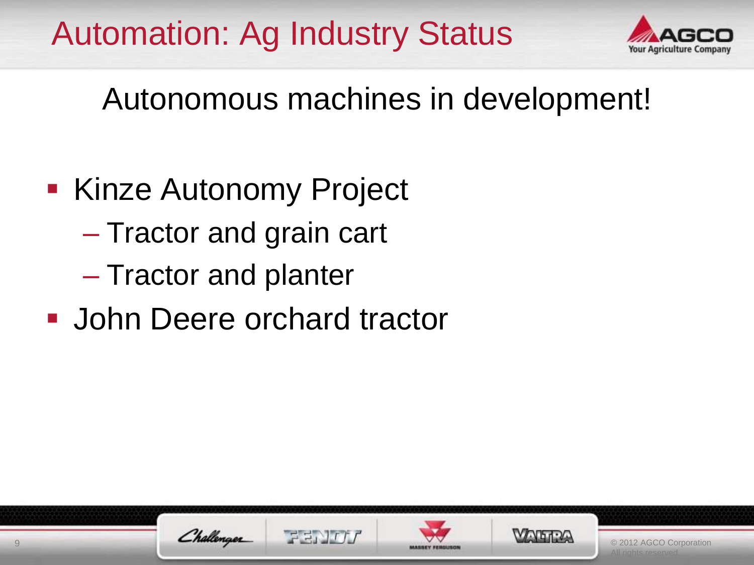# Automation: Ag Industry Status

## Autonomous machines in development!

- Kinze Autonomy Project
  - Tractor and grain cart
  - Tractor and planter
- John Deere orchard tractor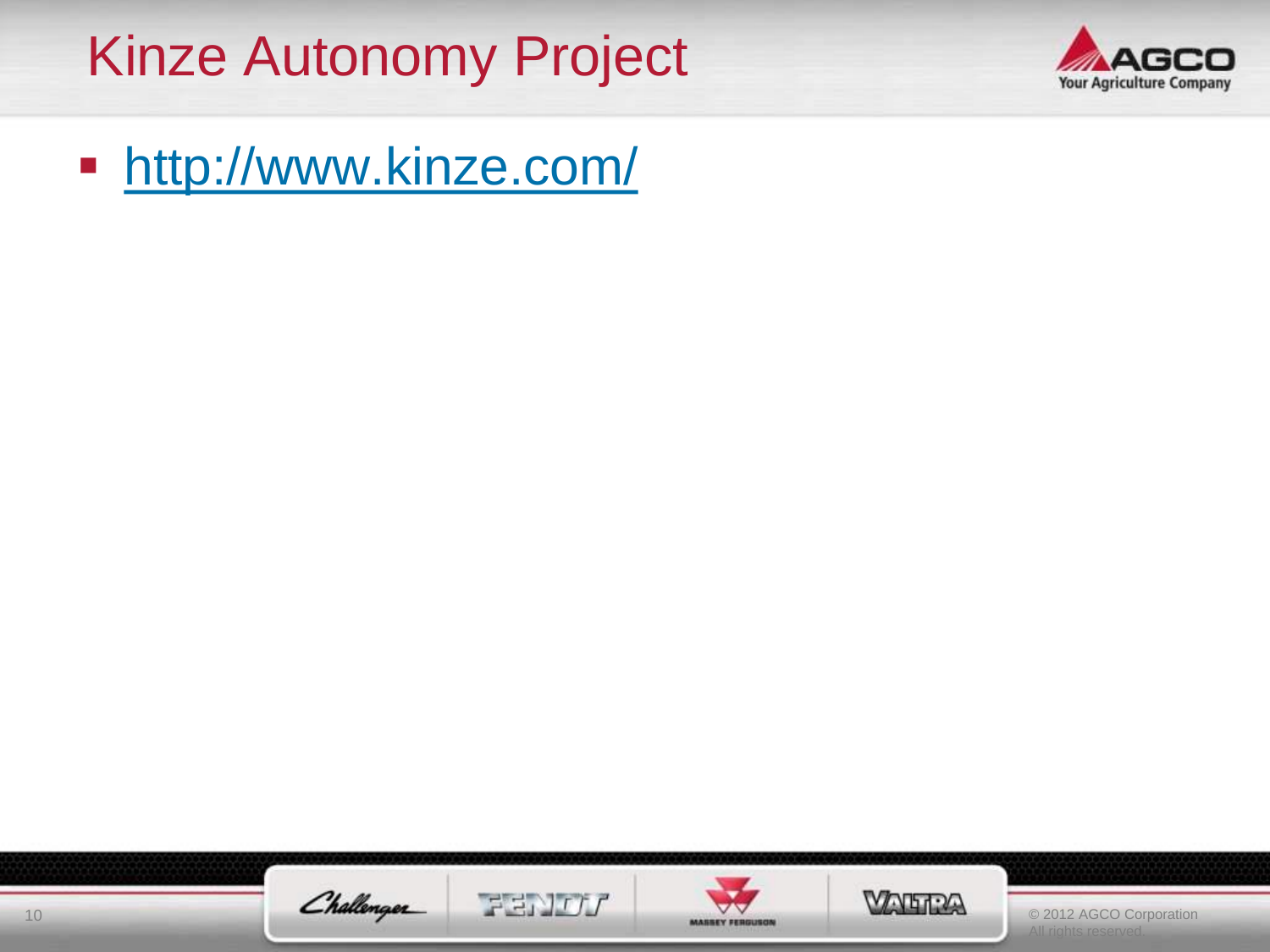# Kinze Autonomy Project

- http://www.kinze.com/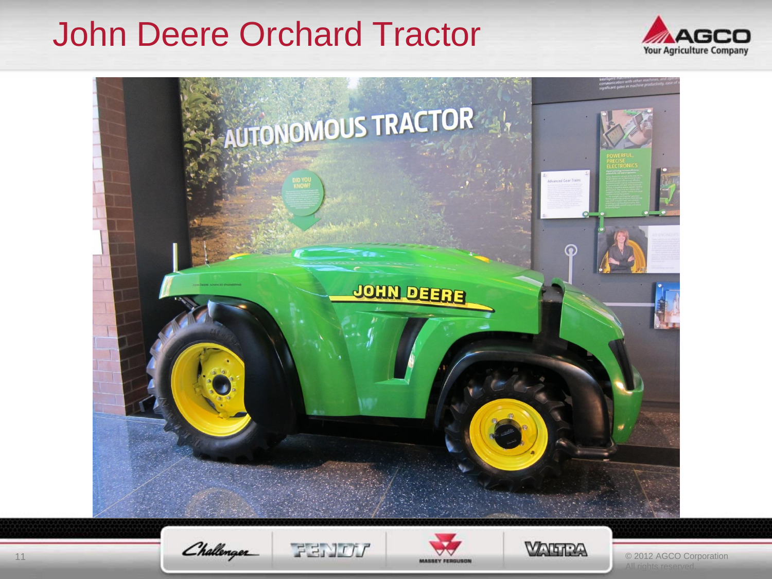# John Deere Orchard Tractor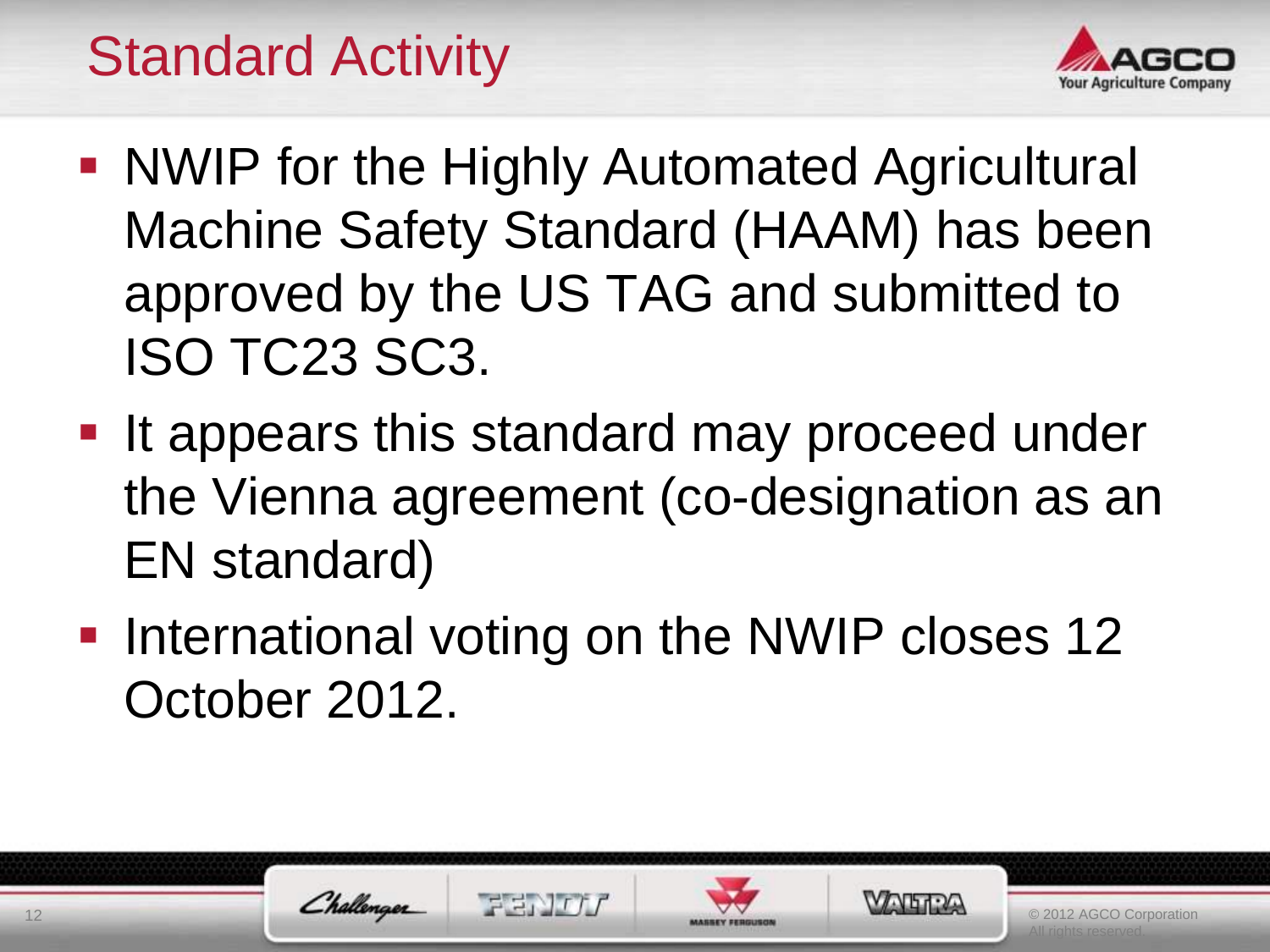# Standard Activity

- NWIP for the Highly Automated Agricultural Machine Safety Standard (HAAM) has been approved by the US TAG and submitted to ISO TC23 SC3.
- It appears this standard may proceed under the Vienna agreement (co-designation as an EN standard)
- International voting on the NWIP closes 12 October 2012.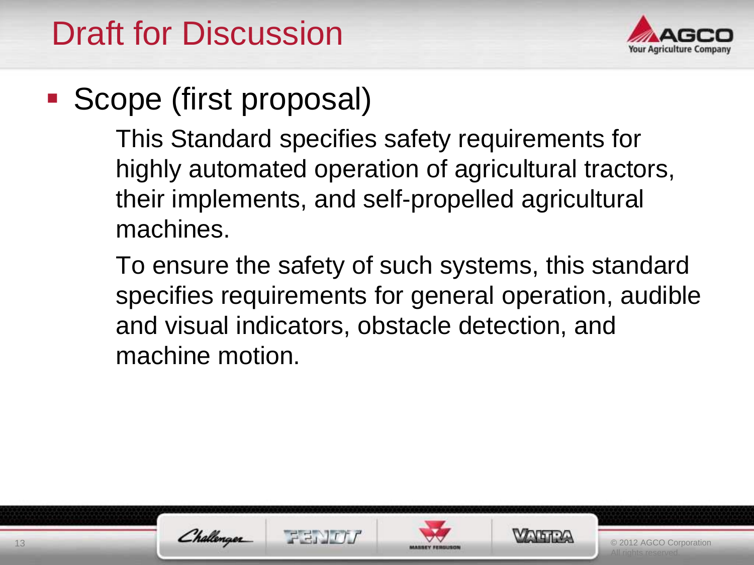# Draft for Discussion

- Scope (first proposal)

  This Standard specifies safety requirements for highly automated operation of agricultural tractors, their implements, and self-propelled agricultural machines.

  To ensure the safety of such systems, this standard specifies requirements for general operation, audible and visual indicators, obstacle detection, and machine motion.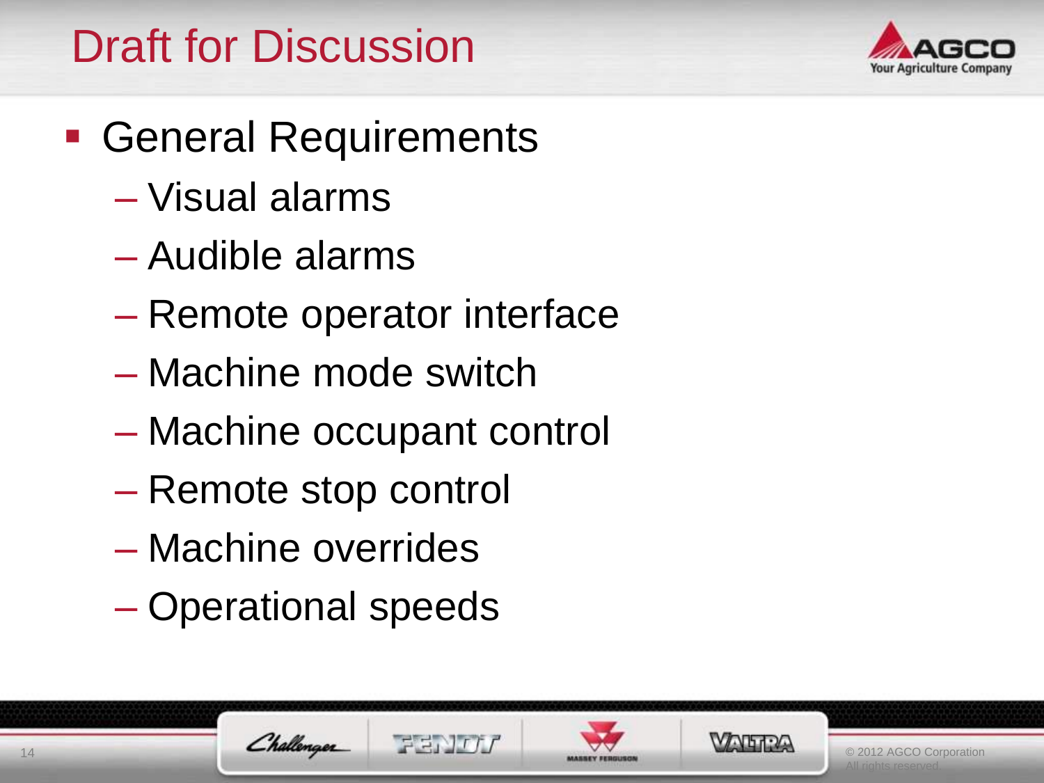# Draft for Discussion

- General Requirements
  - Visual alarms
  - Audible alarms
  - Remote operator interface
  - Machine mode switch
  - Machine occupant control
  - Remote stop control
  - Machine overrides
  - Operational speeds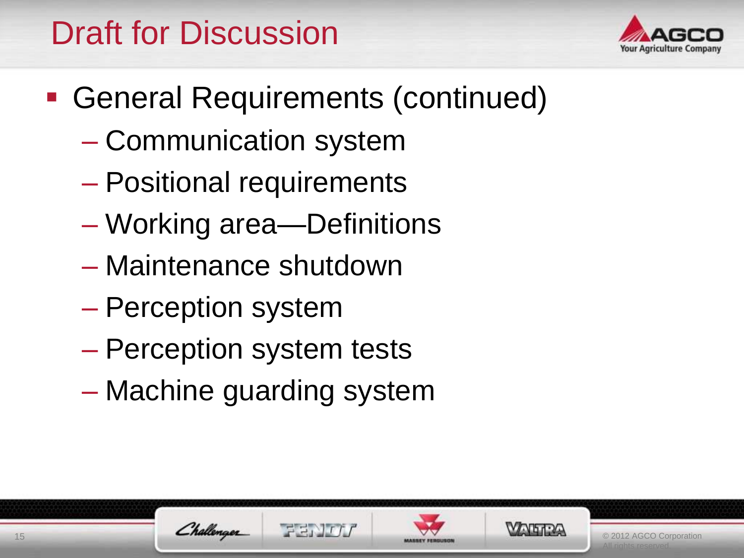# Draft for Discussion

- General Requirements (continued)
  - Communication system
  - Positional requirements
  - Working area—Definitions
  - Maintenance shutdown
  - Perception system
  - Perception system tests
  - Machine guarding system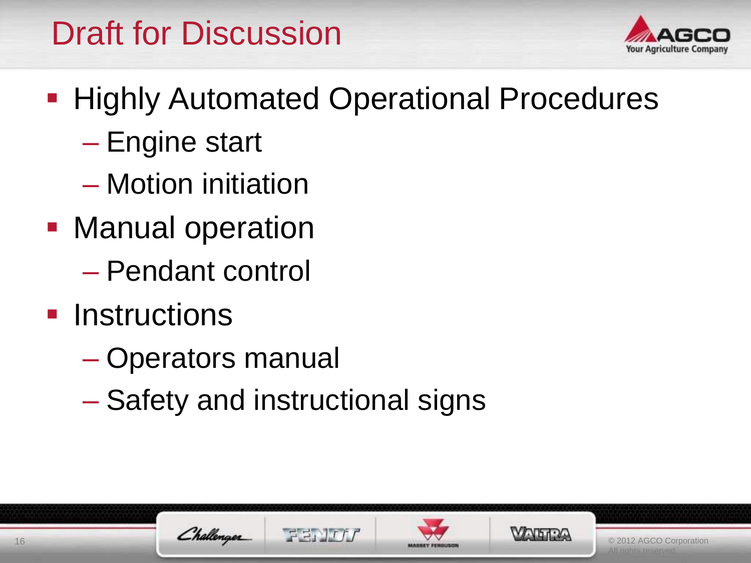# Draft for Discussion

- Highly Automated Operational Procedures
  - Engine start
  - Motion initiation
- Manual operation
  - Pendant control
- Instructions
  - Operators manual
  - Safety and instructional signs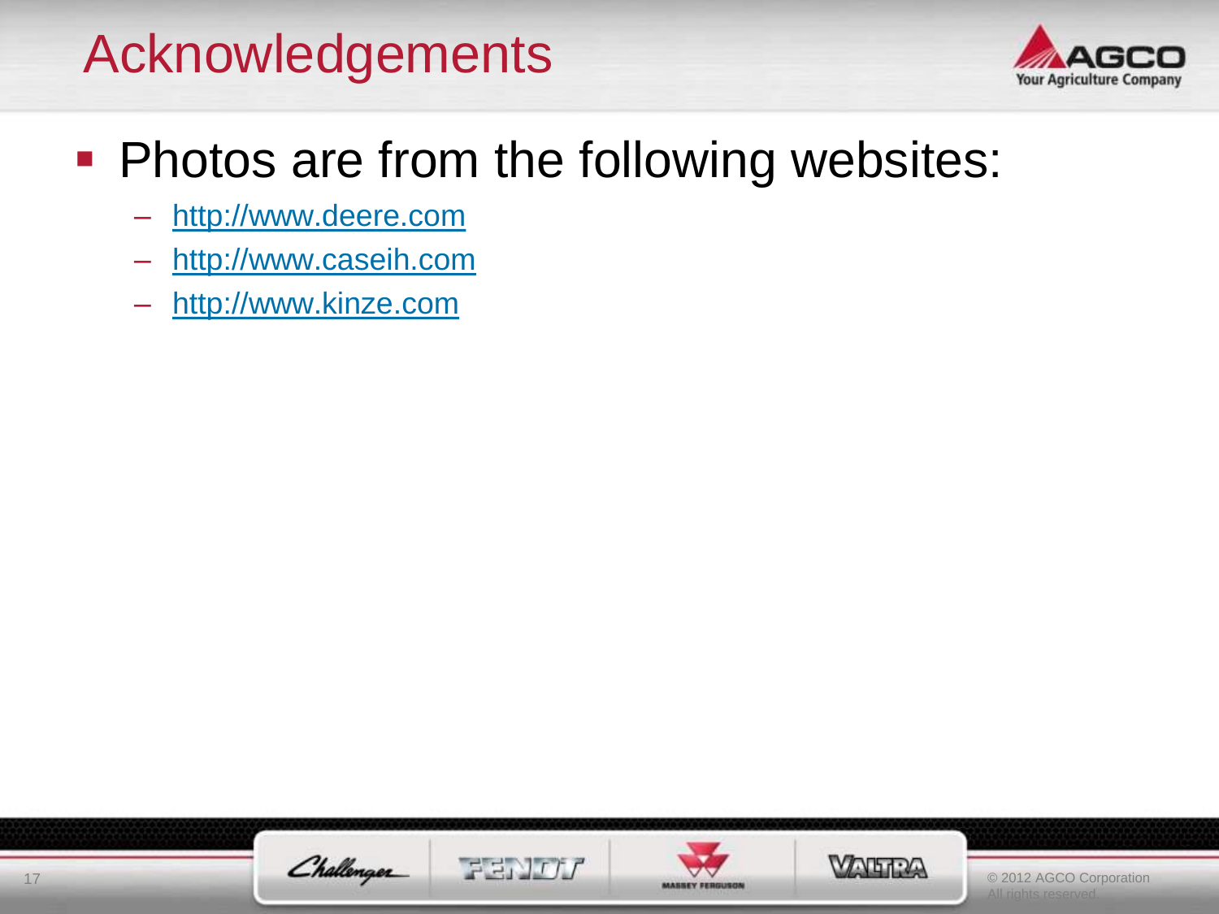# Acknowledgements

- Photos are from the following websites:
  - http://www.deere.com
  - http://www.caseih.com
  - http://www.kinze.com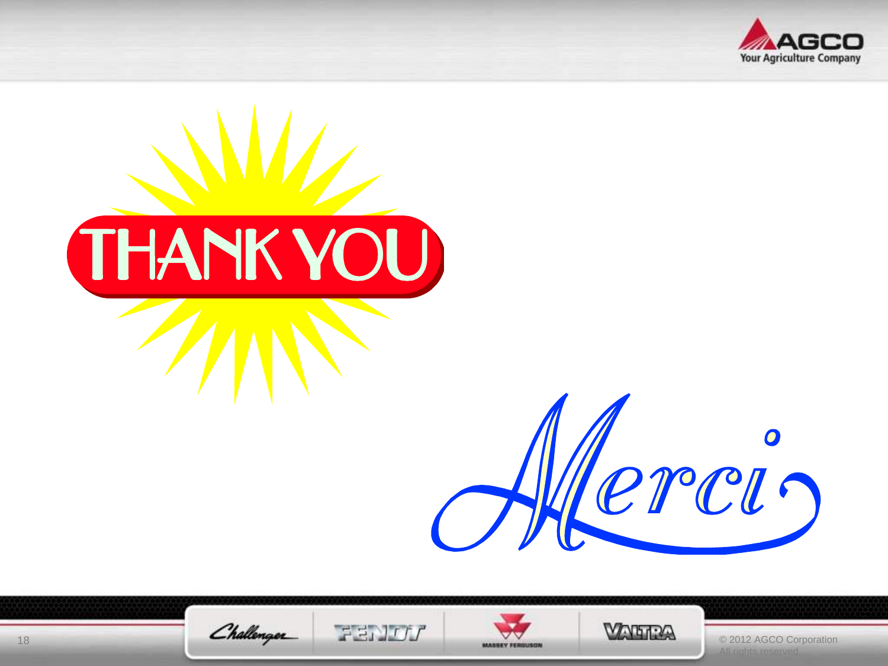THANK YOU

Merci